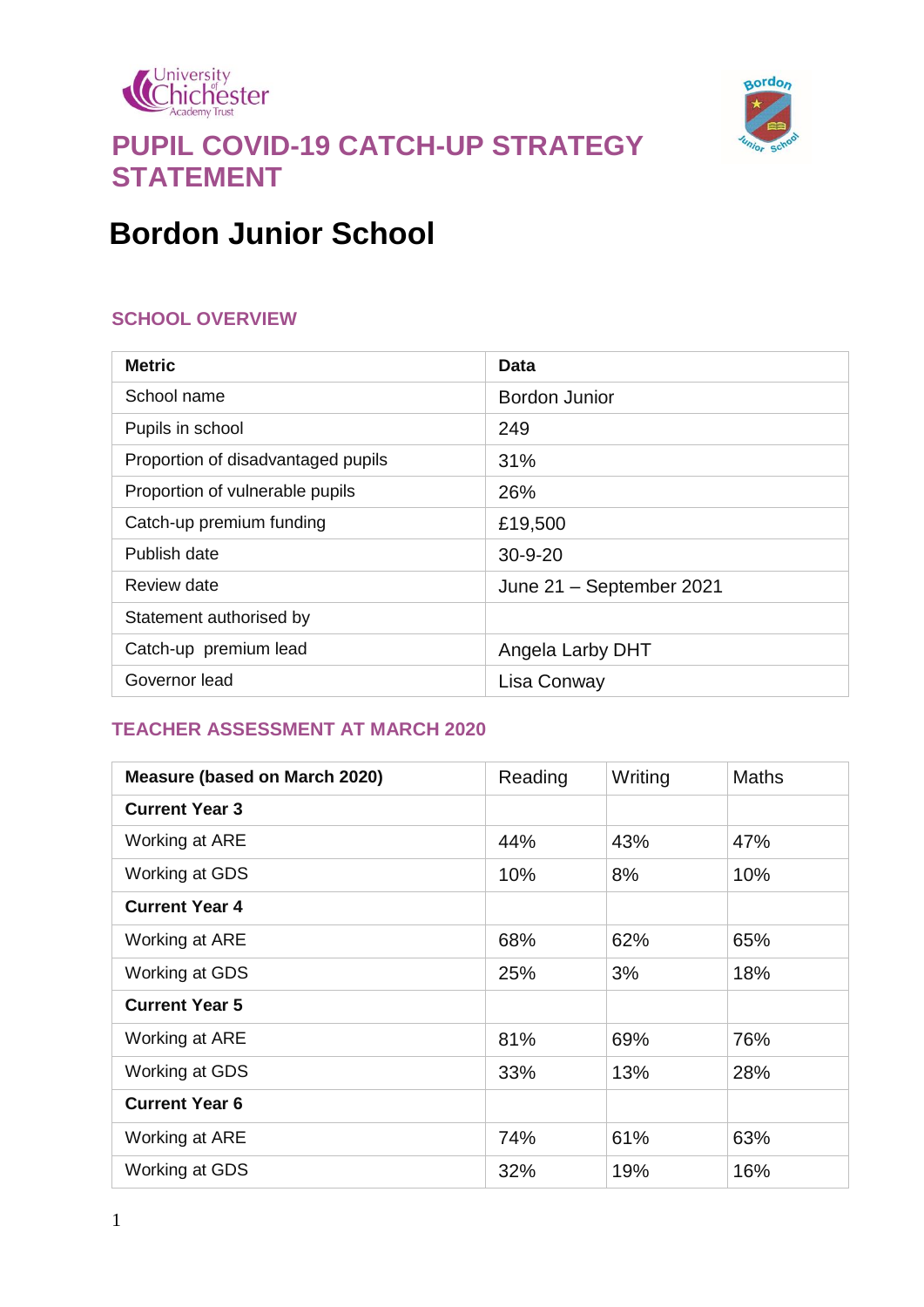# PUPIL COVID-19 CATCH-UP STRATEGY STATEMENT

## Bordon Junior School

### SCHOOL OVERVIEW

| Metric | Data |
|---|---|
| School name | Bordon Junior |
| Pupils in school | 249 |
| Proportion of disadvantaged pupils | 31% |
| Proportion of vulnerable pupils | 26% |
| Catch-up premium funding | £19,500 |
| Publish date | 30-9-20 |
| Review date | June 21 – September 2021 |
| Statement authorised by | |
| Catch-up premium lead | Angela Larby DHT |
| Governor lead | Lisa Conway |

### TEACHER ASSESSMENT AT MARCH 2020

| **Measure (based on March 2020)** | Reading | Writing | Maths |
|---|---|---|---|
| **Current Year 3** | | | |
| Working at ARE | 44% | 43% | 47% |
| Working at GDS | 10% | 8% | 10% |
| **Current Year 4** | | | |
| Working at ARE | 68% | 62% | 65% |
| Working at GDS | 25% | 3% | 18% |
| **Current Year 5** | | | |
| Working at ARE | 81% | 69% | 76% |
| Working at GDS | 33% | 13% | 28% |
| **Current Year 6** | | | |
| Working at ARE | 74% | 61% | 63% |
| Working at GDS | 32% | 19% | 16% |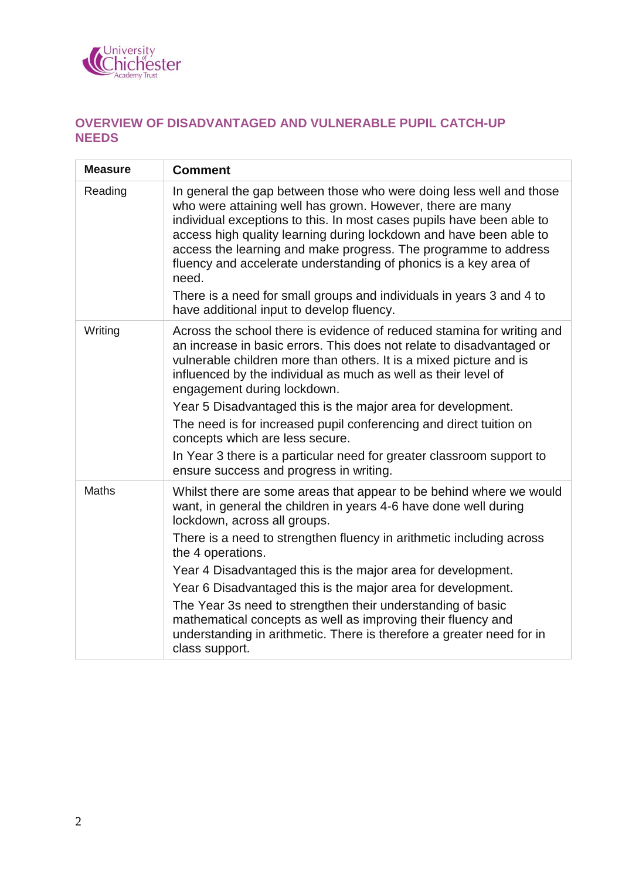## OVERVIEW OF DISADVANTAGED AND VULNERABLE PUPIL CATCH-UP NEEDS

| Measure | Comment |
|---|---|
| Reading | In general the gap between those who were doing less well and those who were attaining well has grown. However, there are many individual exceptions to this. In most cases pupils have been able to access high quality learning during lockdown and have been able to access the learning and make progress. The programme to address fluency and accelerate understanding of phonics is a key area of need.<br><br>There is a need for small groups and individuals in years 3 and 4 to have additional input to develop fluency. |
| Writing | Across the school there is evidence of reduced stamina for writing and an increase in basic errors. This does not relate to disadvantaged or vulnerable children more than others. It is a mixed picture and is influenced by the individual as much as well as their level of engagement during lockdown.<br><br>Year 5 Disadvantaged this is the major area for development.<br><br>The need is for increased pupil conferencing and direct tuition on concepts which are less secure.<br><br>In Year 3 there is a particular need for greater classroom support to ensure success and progress in writing. |
| Maths | Whilst there are some areas that appear to be behind where we would want, in general the children in years 4-6 have done well during lockdown, across all groups.<br><br>There is a need to strengthen fluency in arithmetic including across the 4 operations.<br><br>Year 4 Disadvantaged this is the major area for development.<br><br>Year 6 Disadvantaged this is the major area for development.<br><br>The Year 3s need to strengthen their understanding of basic mathematical concepts as well as improving their fluency and understanding in arithmetic. There is therefore a greater need for in class support. |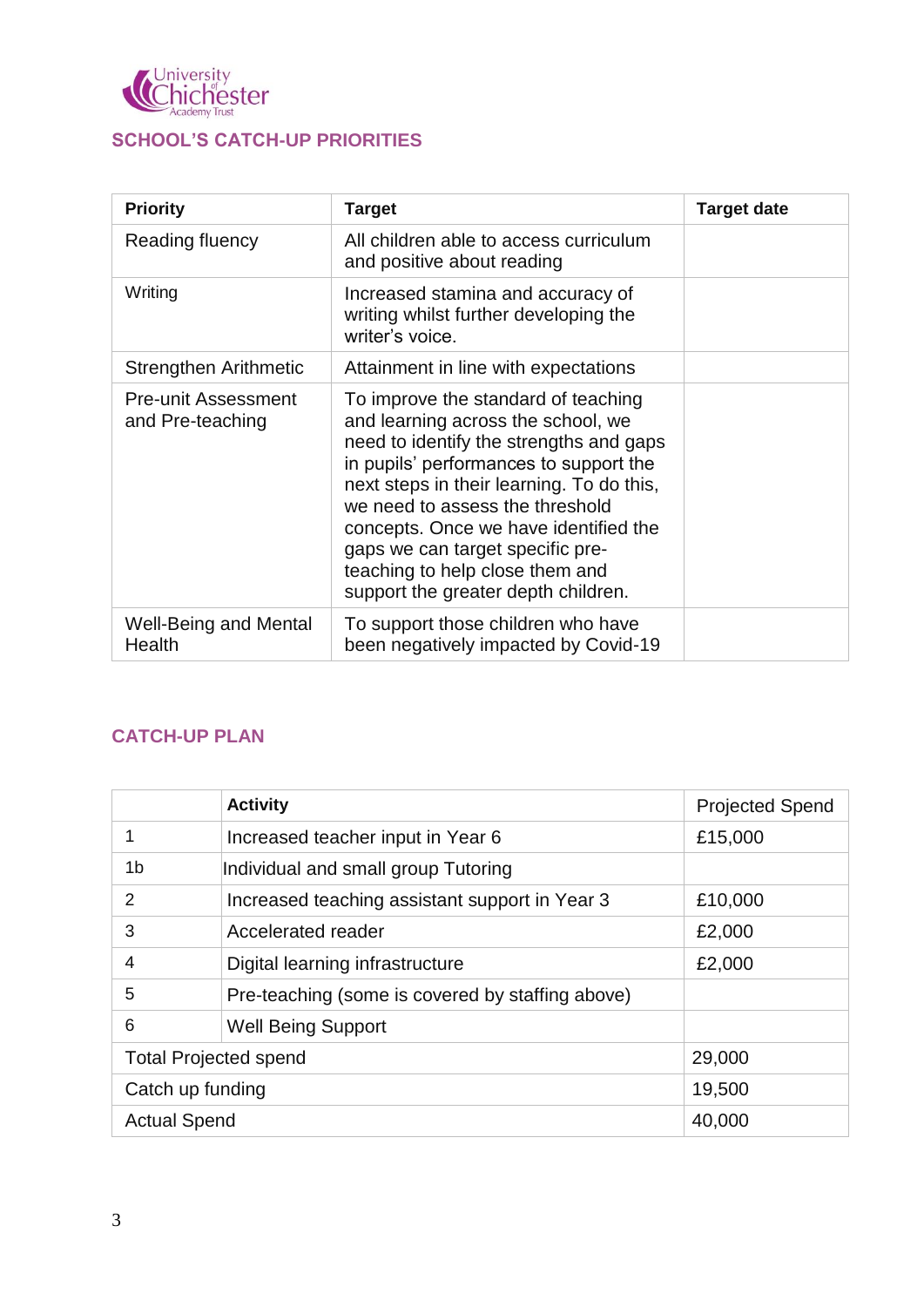## SCHOOL'S CATCH-UP PRIORITIES

| Priority | Target | Target date |
|---|---|---|
| Reading fluency | All children able to access curriculum and positive about reading | |
| Writing | Increased stamina and accuracy of writing whilst further developing the writer's voice. | |
| Strengthen Arithmetic | Attainment in line with expectations | |
| Pre-unit Assessment and Pre-teaching | To improve the standard of teaching and learning across the school, we need to identify the strengths and gaps in pupils' performances to support the next steps in their learning. To do this, we need to assess the threshold concepts. Once we have identified the gaps we can target specific pre-teaching to help close them and support the greater depth children. | |
| Well-Being and Mental Health | To support those children who have been negatively impacted by Covid-19 | |

## CATCH-UP PLAN

| | Activity | Projected Spend |
|---|---|---|
| 1 | Increased teacher input in Year 6 | £15,000 |
| 1b | Individual and small group Tutoring | |
| 2 | Increased teaching assistant support in Year 3 | £10,000 |
| 3 | Accelerated reader | £2,000 |
| 4 | Digital learning infrastructure | £2,000 |
| 5 | Pre-teaching (some is covered by staffing above) | |
| 6 | Well Being Support | |
| Total Projected spend | | 29,000 |
| Catch up funding | | 19,500 |
| Actual Spend | | 40,000 |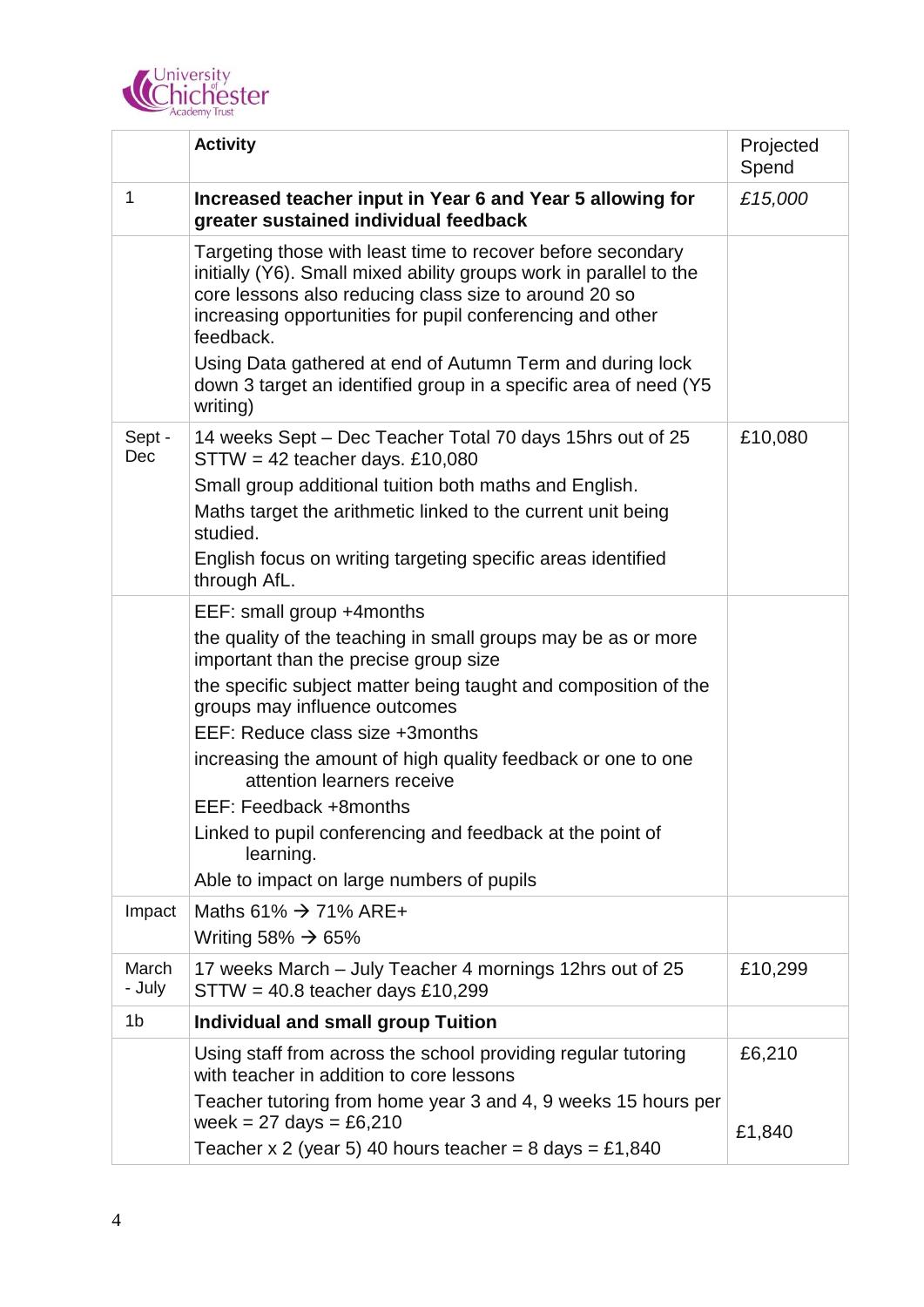| | Activity | Projected Spend |
|---|---|---|
| 1 | **Increased teacher input in Year 6 and Year 5 allowing for greater sustained individual feedback** | *£15,000* |
| | Targeting those with least time to recover before secondary initially (Y6). Small mixed ability groups work in parallel to the core lessons also reducing class size to around 20 so increasing opportunities for pupil conferencing and other feedback.<br>Using Data gathered at end of Autumn Term and during lock down 3 target an identified group in a specific area of need (Y5 writing) | |
| Sept - Dec | 14 weeks Sept – Dec Teacher Total 70 days 15hrs out of 25 STTW = 42 teacher days. £10,080<br>Small group additional tuition both maths and English.<br>Maths target the arithmetic linked to the current unit being studied.<br>English focus on writing targeting specific areas identified through AfL. | £10,080 |
| | EEF: small group +4months<br>the quality of the teaching in small groups may be as or more important than the precise group size<br>the specific subject matter being taught and composition of the groups may influence outcomes<br>EEF: Reduce class size +3months<br>increasing the amount of high quality feedback or one to one attention learners receive<br>EEF: Feedback +8months<br>Linked to pupil conferencing and feedback at the point of learning.<br>Able to impact on large numbers of pupils | |
| Impact | Maths 61% → 71% ARE+<br>Writing 58% → 65% | |
| March - July | 17 weeks March – July Teacher 4 mornings 12hrs out of 25 STTW = 40.8 teacher days £10,299 | £10,299 |
| 1b | **Individual and small group Tuition** | |
| | Using staff from across the school providing regular tutoring with teacher in addition to core lessons<br>Teacher tutoring from home year 3 and 4, 9 weeks 15 hours per week = 27 days = £6,210<br>Teacher x 2 (year 5) 40 hours teacher = 8 days = £1,840 | £6,210<br><br>£1,840 |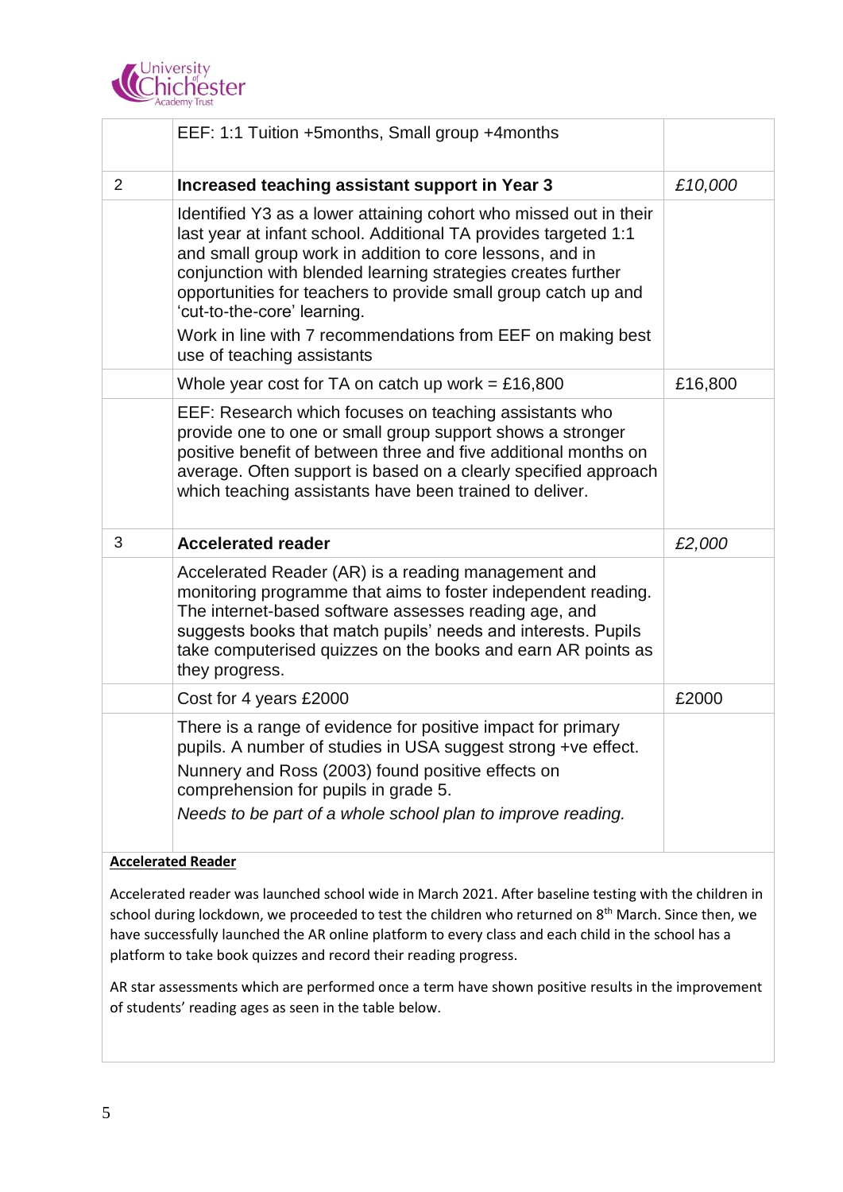| | | |
|---|---|---|
| | EEF: 1:1 Tuition +5months, Small group +4months | |
| 2 | **Increased teaching assistant support in Year 3** | *£10,000* |
| | Identified Y3 as a lower attaining cohort who missed out in their last year at infant school. Additional TA provides targeted 1:1 and small group work in addition to core lessons, and in conjunction with blended learning strategies creates further opportunities for teachers to provide small group catch up and 'cut-to-the-core' learning.<br>Work in line with 7 recommendations from EEF on making best use of teaching assistants | |
| | Whole year cost for TA on catch up work = £16,800 | £16,800 |
| | EEF: Research which focuses on teaching assistants who provide one to one or small group support shows a stronger positive benefit of between three and five additional months on average. Often support is based on a clearly specified approach which teaching assistants have been trained to deliver. | |
| 3 | **Accelerated reader** | *£2,000* |
| | Accelerated Reader (AR) is a reading management and monitoring programme that aims to foster independent reading. The internet-based software assesses reading age, and suggests books that match pupils' needs and interests. Pupils take computerised quizzes on the books and earn AR points as they progress. | |
| | Cost for 4 years £2000 | £2000 |
| | There is a range of evidence for positive impact for primary pupils. A number of studies in USA suggest strong +ve effect.<br>Nunnery and Ross (2003) found positive effects on comprehension for pupils in grade 5.<br>*Needs to be part of a whole school plan to improve reading.* | |

**Accelerated Reader**

Accelerated reader was launched school wide in March 2021. After baseline testing with the children in school during lockdown, we proceeded to test the children who returned on 8th March. Since then, we have successfully launched the AR online platform to every class and each child in the school has a platform to take book quizzes and record their reading progress.

AR star assessments which are performed once a term have shown positive results in the improvement of students' reading ages as seen in the table below.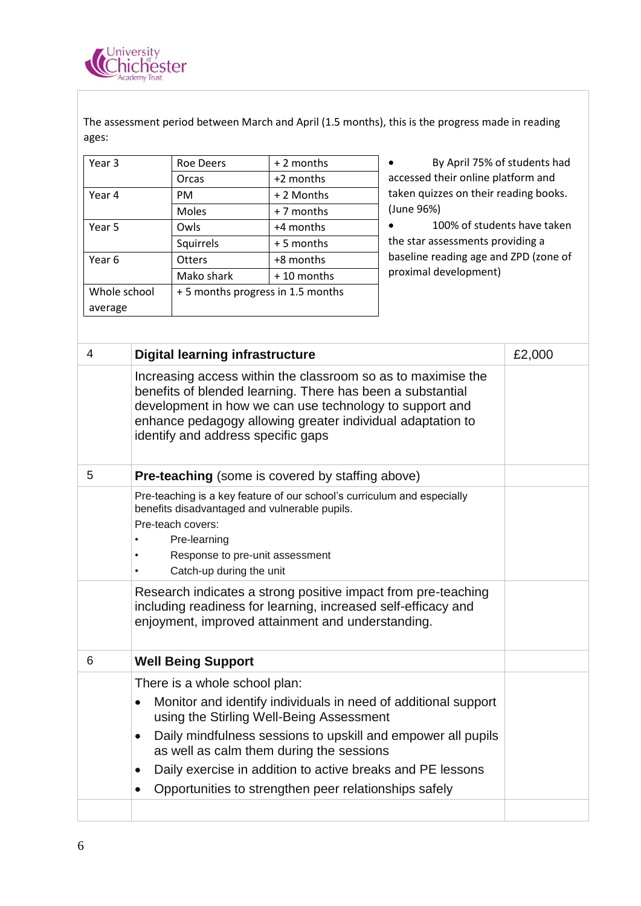The assessment period between March and April (1.5 months), this is the progress made in reading ages:

| Year | Class | Progress |
|---|---|---|
| Year 3 | Roe Deers | + 2 months |
| | Orcas | +2 months |
| Year 4 | PM | + 2 Months |
| | Moles | + 7 months |
| Year 5 | Owls | +4 months |
| | Squirrels | + 5 months |
| Year 6 | Otters | +8 months |
| | Mako shark | + 10 months |
| Whole school average | + 5 months progress in 1.5 months | |

- By April 75% of students had accessed their online platform and taken quizzes on their reading books. (June 96%)
- 100% of students have taken the star assessments providing a baseline reading age and ZPD (zone of proximal development)

| | | |
|---|---|---|
| 4 | **Digital learning infrastructure** | £2,000 |
| | Increasing access within the classroom so as to maximise the benefits of blended learning. There has been a substantial development in how we can use technology to support and enhance pedagogy allowing greater individual adaptation to identify and address specific gaps | |
| 5 | **Pre-teaching** (some is covered by staffing above) | |
| | Pre-teaching is a key feature of our school's curriculum and especially benefits disadvantaged and vulnerable pupils.<br>Pre-teach covers:<br>• Pre-learning<br>• Response to pre-unit assessment<br>• Catch-up during the unit | |
| | Research indicates a strong positive impact from pre-teaching including readiness for learning, increased self-efficacy and enjoyment, improved attainment and understanding. | |
| 6 | **Well Being Support** | |
| | There is a whole school plan:<br>• Monitor and identify individuals in need of additional support using the Stirling Well-Being Assessment<br>• Daily mindfulness sessions to upskill and empower all pupils as well as calm them during the sessions<br>• Daily exercise in addition to active breaks and PE lessons<br>• Opportunities to strengthen peer relationships safely | |
| | | |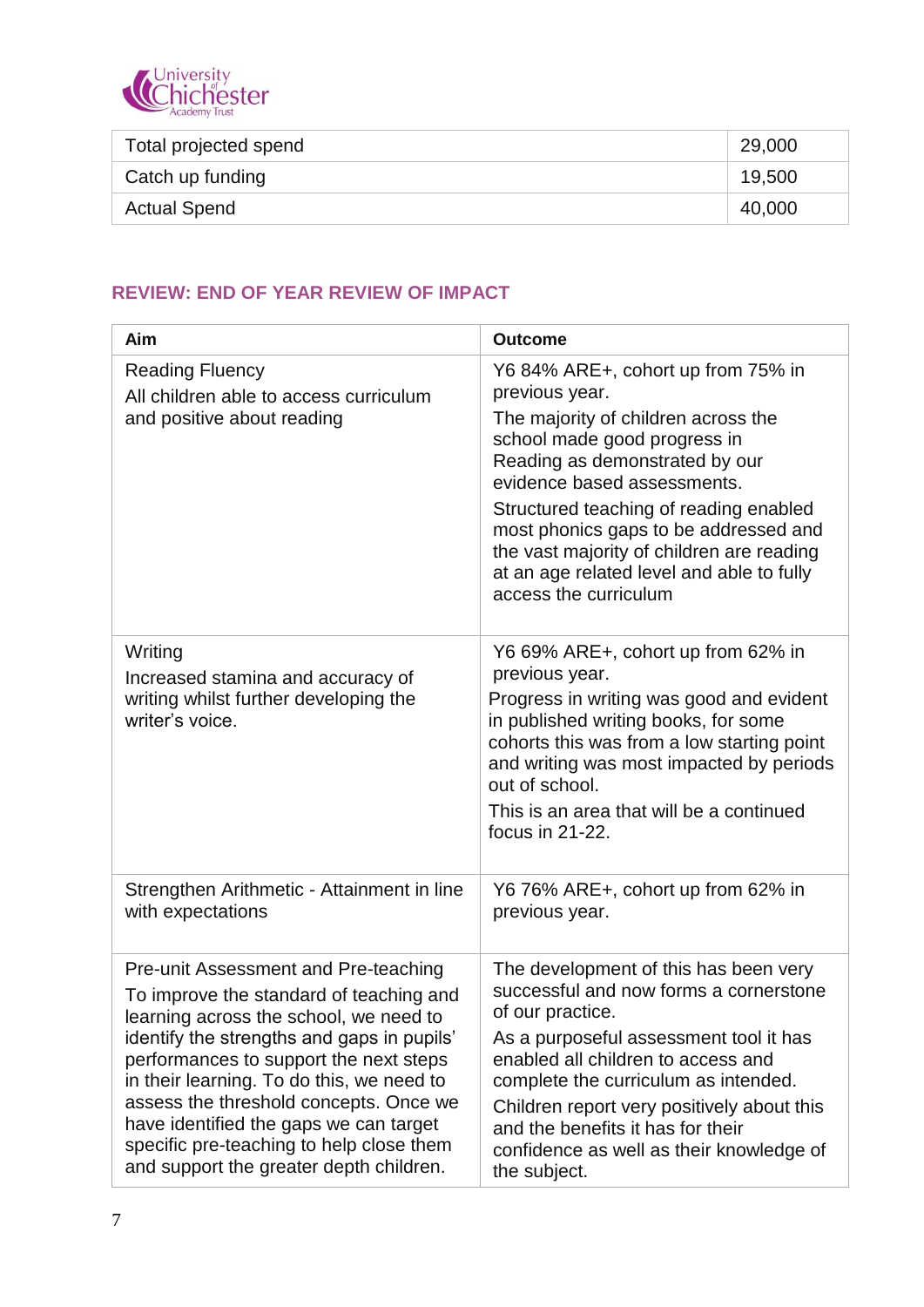| | |
|---|---|
| Total projected spend | 29,000 |
| Catch up funding | 19,500 |
| Actual Spend | 40,000 |

## REVIEW: END OF YEAR REVIEW OF IMPACT

| Aim | Outcome |
|---|---|
| Reading Fluency<br>All children able to access curriculum and positive about reading | Y6 84% ARE+, cohort up from 75% in previous year.<br>The majority of children across the school made good progress in Reading as demonstrated by our evidence based assessments.<br>Structured teaching of reading enabled most phonics gaps to be addressed and the vast majority of children are reading at an age related level and able to fully access the curriculum |
| Writing<br>Increased stamina and accuracy of writing whilst further developing the writer's voice. | Y6 69% ARE+, cohort up from 62% in previous year.<br>Progress in writing was good and evident in published writing books, for some cohorts this was from a low starting point and writing was most impacted by periods out of school.<br>This is an area that will be a continued focus in 21-22. |
| Strengthen Arithmetic - Attainment in line with expectations | Y6 76% ARE+, cohort up from 62% in previous year. |
| Pre-unit Assessment and Pre-teaching<br>To improve the standard of teaching and learning across the school, we need to identify the strengths and gaps in pupils' performances to support the next steps in their learning. To do this, we need to assess the threshold concepts. Once we have identified the gaps we can target specific pre-teaching to help close them and support the greater depth children. | The development of this has been very successful and now forms a cornerstone of our practice.<br>As a purposeful assessment tool it has enabled all children to access and complete the curriculum as intended.<br>Children report very positively about this and the benefits it has for their confidence as well as their knowledge of the subject. |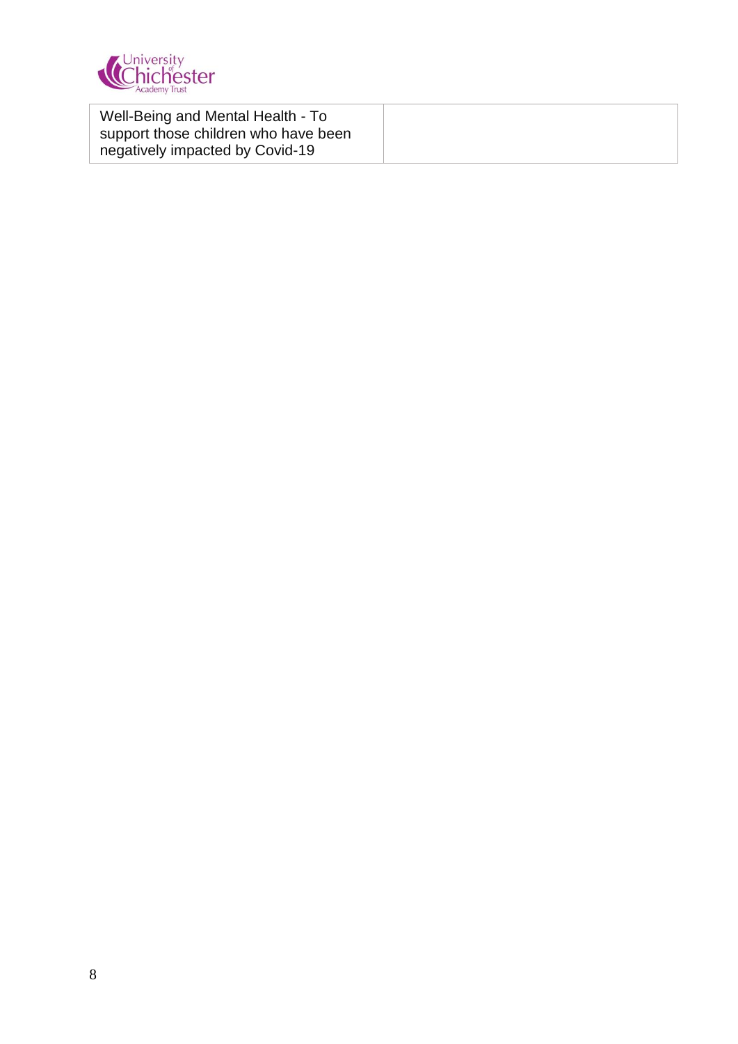| | |
|---|---|
| Well-Being and Mental Health - To support those children who have been negatively impacted by Covid-19 | |